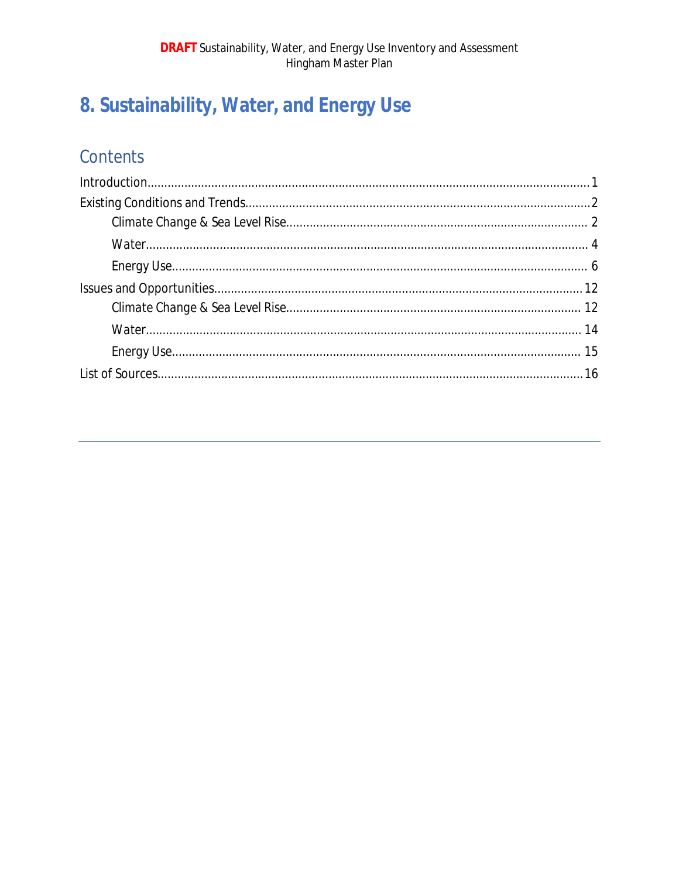# 8. Sustainability, Water, and Energy Use

## Contents

Introduction....................................................1
Existing Conditions and Trends....................................................2
    Climate Change & Sea Level Rise....................................................2
    Water....................................................4
    Energy Use....................................................6
Issues and Opportunities....................................................12
    Climate Change & Sea Level Rise....................................................12
    Water....................................................14
    Energy Use....................................................15
List of Sources....................................................16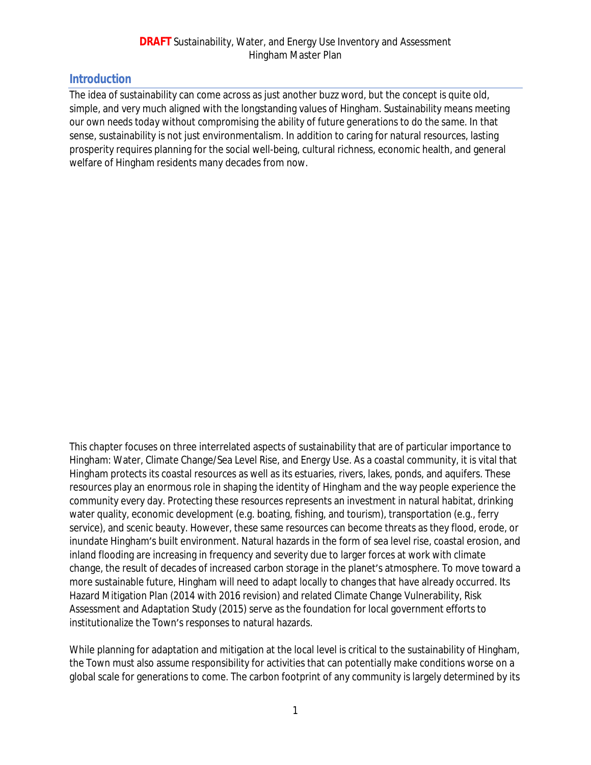## Introduction

The idea of sustainability can come across as just another buzz word, but the concept is quite old, simple, and very much aligned with the longstanding values of Hingham. Sustainability means meeting our own needs today without compromising the ability of future generations to do the same. In that sense, sustainability is not just environmentalism. In addition to caring for natural resources, lasting prosperity requires planning for the social well-being, cultural richness, economic health, and general welfare of Hingham residents many decades from now.

This chapter focuses on three interrelated aspects of sustainability that are of particular importance to Hingham: Water, Climate Change/Sea Level Rise, and Energy Use. As a coastal community, it is vital that Hingham protects its coastal resources as well as its estuaries, rivers, lakes, ponds, and aquifers. These resources play an enormous role in shaping the identity of Hingham and the way people experience the community every day. Protecting these resources represents an investment in natural habitat, drinking water quality, economic development (e.g. boating, fishing, and tourism), transportation (e.g., ferry service), and scenic beauty. However, these same resources can become threats as they flood, erode, or inundate Hingham's built environment. Natural hazards in the form of sea level rise, coastal erosion, and inland flooding are increasing in frequency and severity due to larger forces at work with climate change, the result of decades of increased carbon storage in the planet's atmosphere. To move toward a more sustainable future, Hingham will need to adapt locally to changes that have already occurred. Its Hazard Mitigation Plan (2014 with 2016 revision) and related Climate Change Vulnerability, Risk Assessment and Adaptation Study (2015) serve as the foundation for local government efforts to institutionalize the Town's responses to natural hazards.

While planning for adaptation and mitigation at the local level is critical to the sustainability of Hingham, the Town must also assume responsibility for activities that can potentially make conditions worse on a global scale for generations to come. The carbon footprint of any community is largely determined by its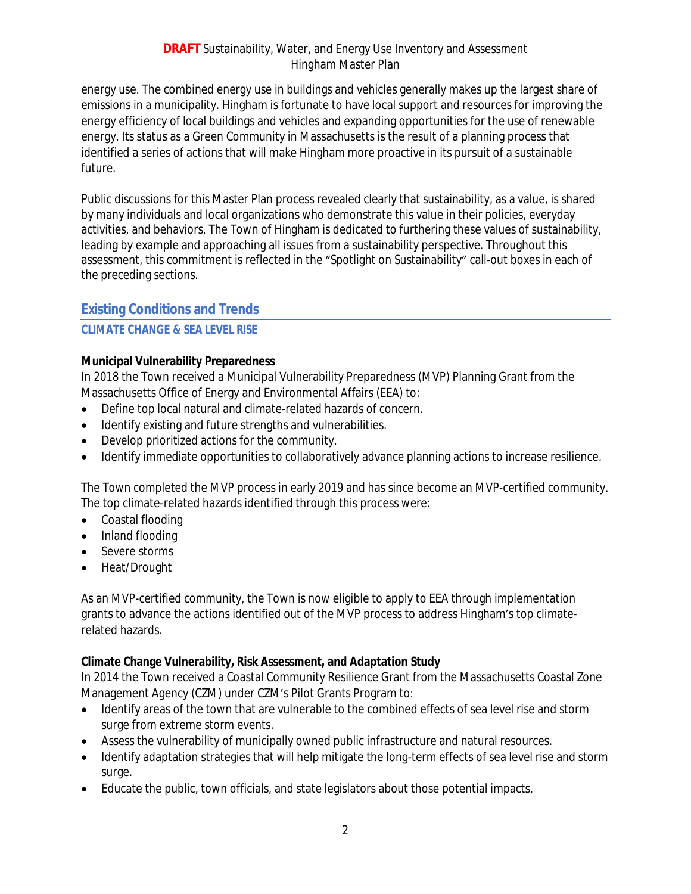energy use. The combined energy use in buildings and vehicles generally makes up the largest share of emissions in a municipality. Hingham is fortunate to have local support and resources for improving the energy efficiency of local buildings and vehicles and expanding opportunities for the use of renewable energy. Its status as a Green Community in Massachusetts is the result of a planning process that identified a series of actions that will make Hingham more proactive in its pursuit of a sustainable future.

Public discussions for this Master Plan process revealed clearly that sustainability, as a value, is shared by many individuals and local organizations who demonstrate this value in their policies, everyday activities, and behaviors. The Town of Hingham is dedicated to furthering these values of sustainability, leading by example and approaching all issues from a sustainability perspective. Throughout this assessment, this commitment is reflected in the "Spotlight on Sustainability" call-out boxes in each of the preceding sections.

## Existing Conditions and Trends

### CLIMATE CHANGE & SEA LEVEL RISE

**Municipal Vulnerability Preparedness**

In 2018 the Town received a Municipal Vulnerability Preparedness (MVP) Planning Grant from the Massachusetts Office of Energy and Environmental Affairs (EEA) to:

- Define top local natural and climate-related hazards of concern.
- Identify existing and future strengths and vulnerabilities.
- Develop prioritized actions for the community.
- Identify immediate opportunities to collaboratively advance planning actions to increase resilience.

The Town completed the MVP process in early 2019 and has since become an MVP-certified community. The top climate-related hazards identified through this process were:

- Coastal flooding
- Inland flooding
- Severe storms
- Heat/Drought

As an MVP-certified community, the Town is now eligible to apply to EEA through implementation grants to advance the actions identified out of the MVP process to address Hingham's top climate-related hazards.

**Climate Change Vulnerability, Risk Assessment, and Adaptation Study**

In 2014 the Town received a Coastal Community Resilience Grant from the Massachusetts Coastal Zone Management Agency (CZM) under CZM's Pilot Grants Program to:

- Identify areas of the town that are vulnerable to the combined effects of sea level rise and storm surge from extreme storm events.
- Assess the vulnerability of municipally owned public infrastructure and natural resources.
- Identify adaptation strategies that will help mitigate the long-term effects of sea level rise and storm surge.
- Educate the public, town officials, and state legislators about those potential impacts.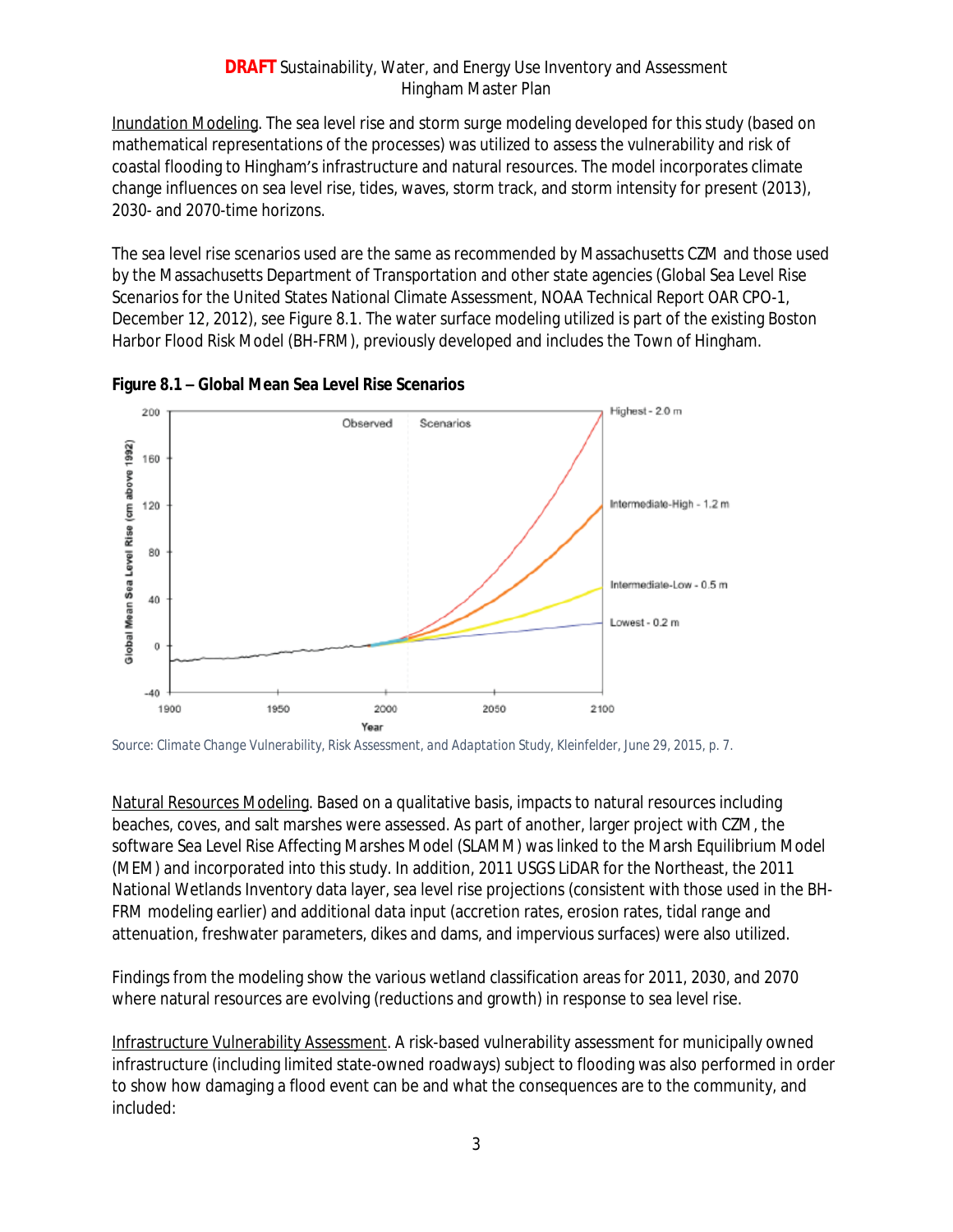Inundation Modeling. The sea level rise and storm surge modeling developed for this study (based on mathematical representations of the processes) was utilized to assess the vulnerability and risk of coastal flooding to Hingham's infrastructure and natural resources. The model incorporates climate change influences on sea level rise, tides, waves, storm track, and storm intensity for present (2013), 2030- and 2070-time horizons.

The sea level rise scenarios used are the same as recommended by Massachusetts CZM and those used by the Massachusetts Department of Transportation and other state agencies (Global Sea Level Rise Scenarios for the United States National Climate Assessment, NOAA Technical Report OAR CPO-1, December 12, 2012), see Figure 8.1. The water surface modeling utilized is part of the existing Boston Harbor Flood Risk Model (BH-FRM), previously developed and includes the Town of Hingham.

**Figure 8.1 – Global Mean Sea Level Rise Scenarios**

Source: Climate Change Vulnerability, Risk Assessment, and Adaptation Study, Kleinfelder, June 29, 2015, p. 7.

Natural Resources Modeling. Based on a qualitative basis, impacts to natural resources including beaches, coves, and salt marshes were assessed. As part of another, larger project with CZM, the software Sea Level Rise Affecting Marshes Model (SLAMM) was linked to the Marsh Equilibrium Model (MEM) and incorporated into this study. In addition, 2011 USGS LiDAR for the Northeast, the 2011 National Wetlands Inventory data layer, sea level rise projections (consistent with those used in the BH-FRM modeling earlier) and additional data input (accretion rates, erosion rates, tidal range and attenuation, freshwater parameters, dikes and dams, and impervious surfaces) were also utilized.

Findings from the modeling show the various wetland classification areas for 2011, 2030, and 2070 where natural resources are evolving (reductions and growth) in response to sea level rise.

Infrastructure Vulnerability Assessment. A risk-based vulnerability assessment for municipally owned infrastructure (including limited state-owned roadways) subject to flooding was also performed in order to show how damaging a flood event can be and what the consequences are to the community, and included: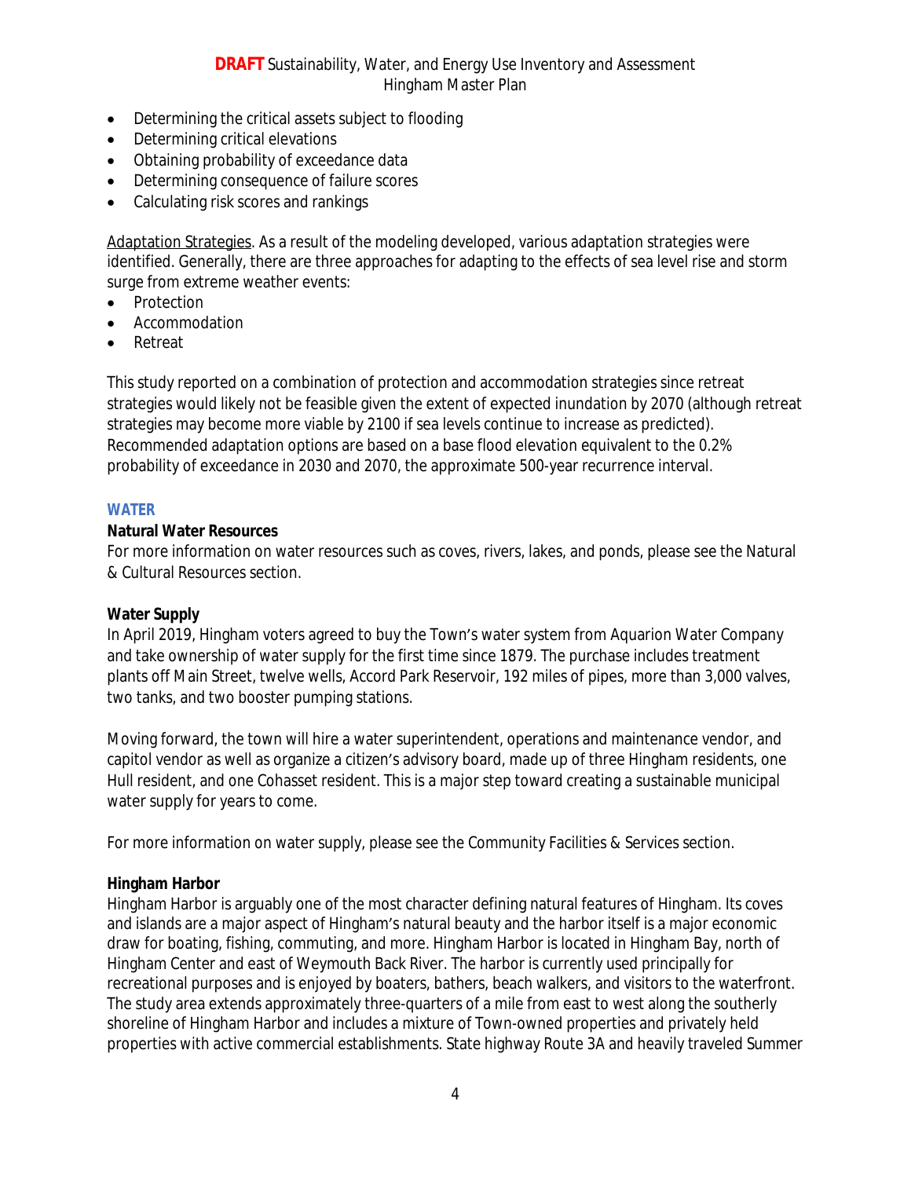- Determining the critical assets subject to flooding
- Determining critical elevations
- Obtaining probability of exceedance data
- Determining consequence of failure scores
- Calculating risk scores and rankings

Adaptation Strategies. As a result of the modeling developed, various adaptation strategies were identified. Generally, there are three approaches for adapting to the effects of sea level rise and storm surge from extreme weather events:

- Protection
- Accommodation
- Retreat

This study reported on a combination of protection and accommodation strategies since retreat strategies would likely not be feasible given the extent of expected inundation by 2070 (although retreat strategies may become more viable by 2100 if sea levels continue to increase as predicted). Recommended adaptation options are based on a base flood elevation equivalent to the 0.2% probability of exceedance in 2030 and 2070, the approximate 500-year recurrence interval.

## WATER

**Natural Water Resources**

For more information on water resources such as coves, rivers, lakes, and ponds, please see the Natural & Cultural Resources section.

**Water Supply**

In April 2019, Hingham voters agreed to buy the Town's water system from Aquarion Water Company and take ownership of water supply for the first time since 1879. The purchase includes treatment plants off Main Street, twelve wells, Accord Park Reservoir, 192 miles of pipes, more than 3,000 valves, two tanks, and two booster pumping stations.

Moving forward, the town will hire a water superintendent, operations and maintenance vendor, and capitol vendor as well as organize a citizen's advisory board, made up of three Hingham residents, one Hull resident, and one Cohasset resident. This is a major step toward creating a sustainable municipal water supply for years to come.

For more information on water supply, please see the Community Facilities & Services section.

**Hingham Harbor**

Hingham Harbor is arguably one of the most character defining natural features of Hingham. Its coves and islands are a major aspect of Hingham's natural beauty and the harbor itself is a major economic draw for boating, fishing, commuting, and more. Hingham Harbor is located in Hingham Bay, north of Hingham Center and east of Weymouth Back River. The harbor is currently used principally for recreational purposes and is enjoyed by boaters, bathers, beach walkers, and visitors to the waterfront. The study area extends approximately three-quarters of a mile from east to west along the southerly shoreline of Hingham Harbor and includes a mixture of Town-owned properties and privately held properties with active commercial establishments. State highway Route 3A and heavily traveled Summer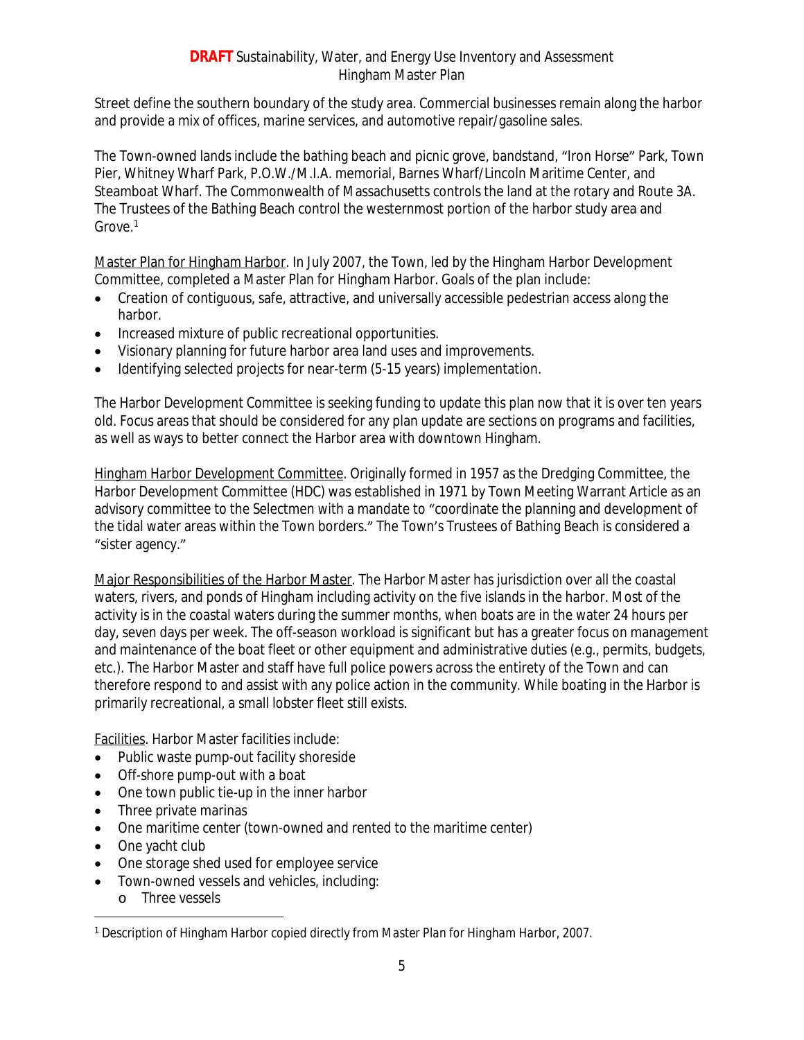Street define the southern boundary of the study area. Commercial businesses remain along the harbor and provide a mix of offices, marine services, and automotive repair/gasoline sales.

The Town-owned lands include the bathing beach and picnic grove, bandstand, "Iron Horse" Park, Town Pier, Whitney Wharf Park, P.O.W./M.I.A. memorial, Barnes Wharf/Lincoln Maritime Center, and Steamboat Wharf. The Commonwealth of Massachusetts controls the land at the rotary and Route 3A. The Trustees of the Bathing Beach control the westernmost portion of the harbor study area and Grove.[1]

Master Plan for Hingham Harbor. In July 2007, the Town, led by the Hingham Harbor Development Committee, completed a Master Plan for Hingham Harbor. Goals of the plan include:

- Creation of contiguous, safe, attractive, and universally accessible pedestrian access along the harbor.
- Increased mixture of public recreational opportunities.
- Visionary planning for future harbor area land uses and improvements.
- Identifying selected projects for near-term (5-15 years) implementation.

The Harbor Development Committee is seeking funding to update this plan now that it is over ten years old. Focus areas that should be considered for any plan update are sections on programs and facilities, as well as ways to better connect the Harbor area with downtown Hingham.

Hingham Harbor Development Committee. Originally formed in 1957 as the Dredging Committee, the Harbor Development Committee (HDC) was established in 1971 by Town Meeting Warrant Article as an advisory committee to the Selectmen with a mandate to "coordinate the planning and development of the tidal water areas within the Town borders." The Town's Trustees of Bathing Beach is considered a "sister agency."

Major Responsibilities of the Harbor Master. The Harbor Master has jurisdiction over all the coastal waters, rivers, and ponds of Hingham including activity on the five islands in the harbor. Most of the activity is in the coastal waters during the summer months, when boats are in the water 24 hours per day, seven days per week. The off-season workload is significant but has a greater focus on management and maintenance of the boat fleet or other equipment and administrative duties (e.g., permits, budgets, etc.). The Harbor Master and staff have full police powers across the entirety of the Town and can therefore respond to and assist with any police action in the community. While boating in the Harbor is primarily recreational, a small lobster fleet still exists.

Facilities. Harbor Master facilities include:

- Public waste pump-out facility shoreside
- Off-shore pump-out with a boat
- One town public tie-up in the inner harbor
- Three private marinas
- One maritime center (town-owned and rented to the maritime center)
- One yacht club
- One storage shed used for employee service
- Town-owned vessels and vehicles, including:
  - Three vessels

[1] Description of Hingham Harbor copied directly from *Master Plan for Hingham Harbor*, 2007.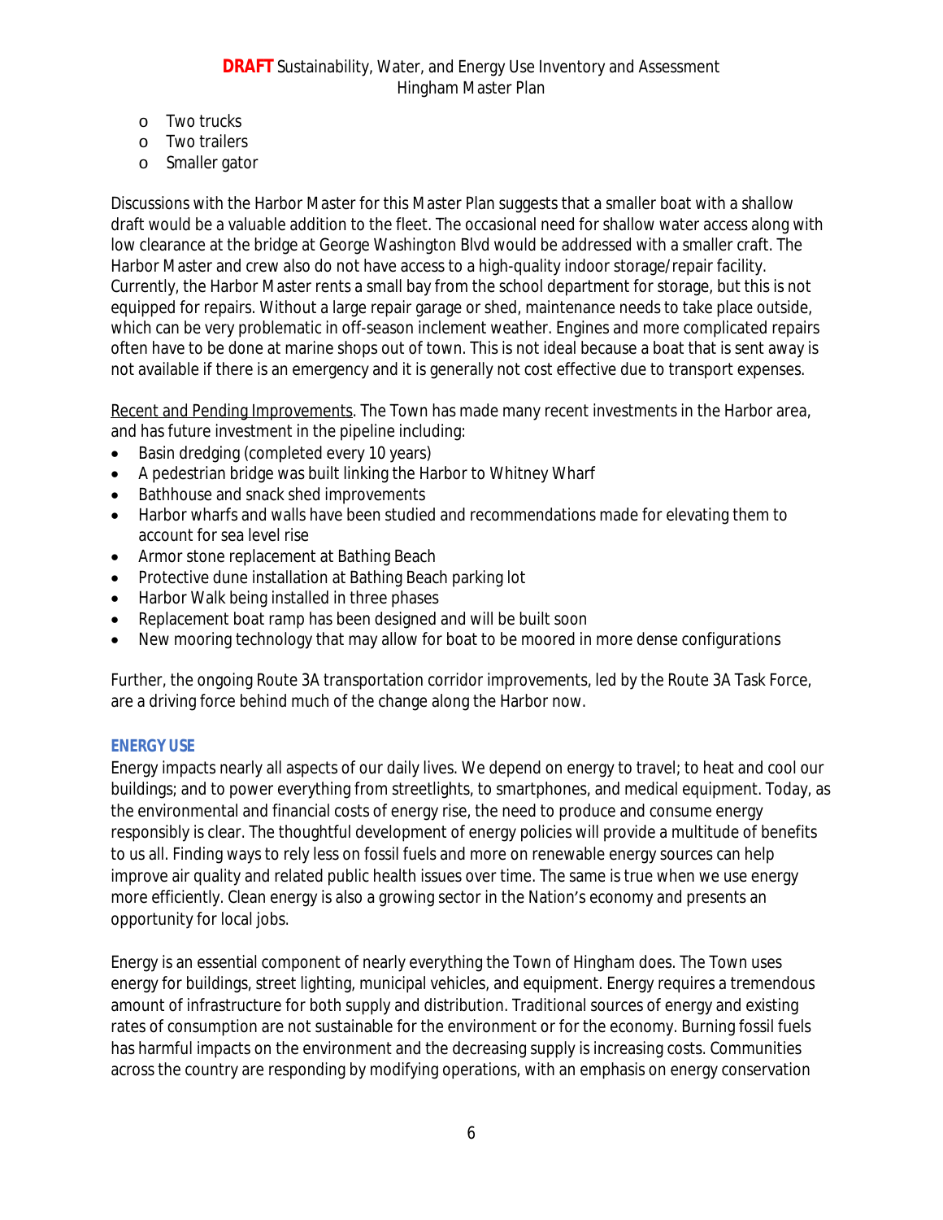- Two trucks
- Two trailers
- Smaller gator

Discussions with the Harbor Master for this Master Plan suggests that a smaller boat with a shallow draft would be a valuable addition to the fleet. The occasional need for shallow water access along with low clearance at the bridge at George Washington Blvd would be addressed with a smaller craft. The Harbor Master and crew also do not have access to a high-quality indoor storage/repair facility. Currently, the Harbor Master rents a small bay from the school department for storage, but this is not equipped for repairs. Without a large repair garage or shed, maintenance needs to take place outside, which can be very problematic in off-season inclement weather. Engines and more complicated repairs often have to be done at marine shops out of town. This is not ideal because a boat that is sent away is not available if there is an emergency and it is generally not cost effective due to transport expenses.

<u>Recent and Pending Improvements</u>. The Town has made many recent investments in the Harbor area, and has future investment in the pipeline including:

- Basin dredging (completed every 10 years)
- A pedestrian bridge was built linking the Harbor to Whitney Wharf
- Bathhouse and snack shed improvements
- Harbor wharfs and walls have been studied and recommendations made for elevating them to account for sea level rise
- Armor stone replacement at Bathing Beach
- Protective dune installation at Bathing Beach parking lot
- Harbor Walk being installed in three phases
- Replacement boat ramp has been designed and will be built soon
- New mooring technology that may allow for boat to be moored in more dense configurations

Further, the ongoing Route 3A transportation corridor improvements, led by the Route 3A Task Force, are a driving force behind much of the change along the Harbor now.

### ENERGY USE

Energy impacts nearly all aspects of our daily lives. We depend on energy to travel; to heat and cool our buildings; and to power everything from streetlights, to smartphones, and medical equipment. Today, as the environmental and financial costs of energy rise, the need to produce and consume energy responsibly is clear. The thoughtful development of energy policies will provide a multitude of benefits to us all. Finding ways to rely less on fossil fuels and more on renewable energy sources can help improve air quality and related public health issues over time. The same is true when we use energy more efficiently. Clean energy is also a growing sector in the Nation's economy and presents an opportunity for local jobs.

Energy is an essential component of nearly everything the Town of Hingham does. The Town uses energy for buildings, street lighting, municipal vehicles, and equipment. Energy requires a tremendous amount of infrastructure for both supply and distribution. Traditional sources of energy and existing rates of consumption are not sustainable for the environment or for the economy. Burning fossil fuels has harmful impacts on the environment and the decreasing supply is increasing costs. Communities across the country are responding by modifying operations, with an emphasis on energy conservation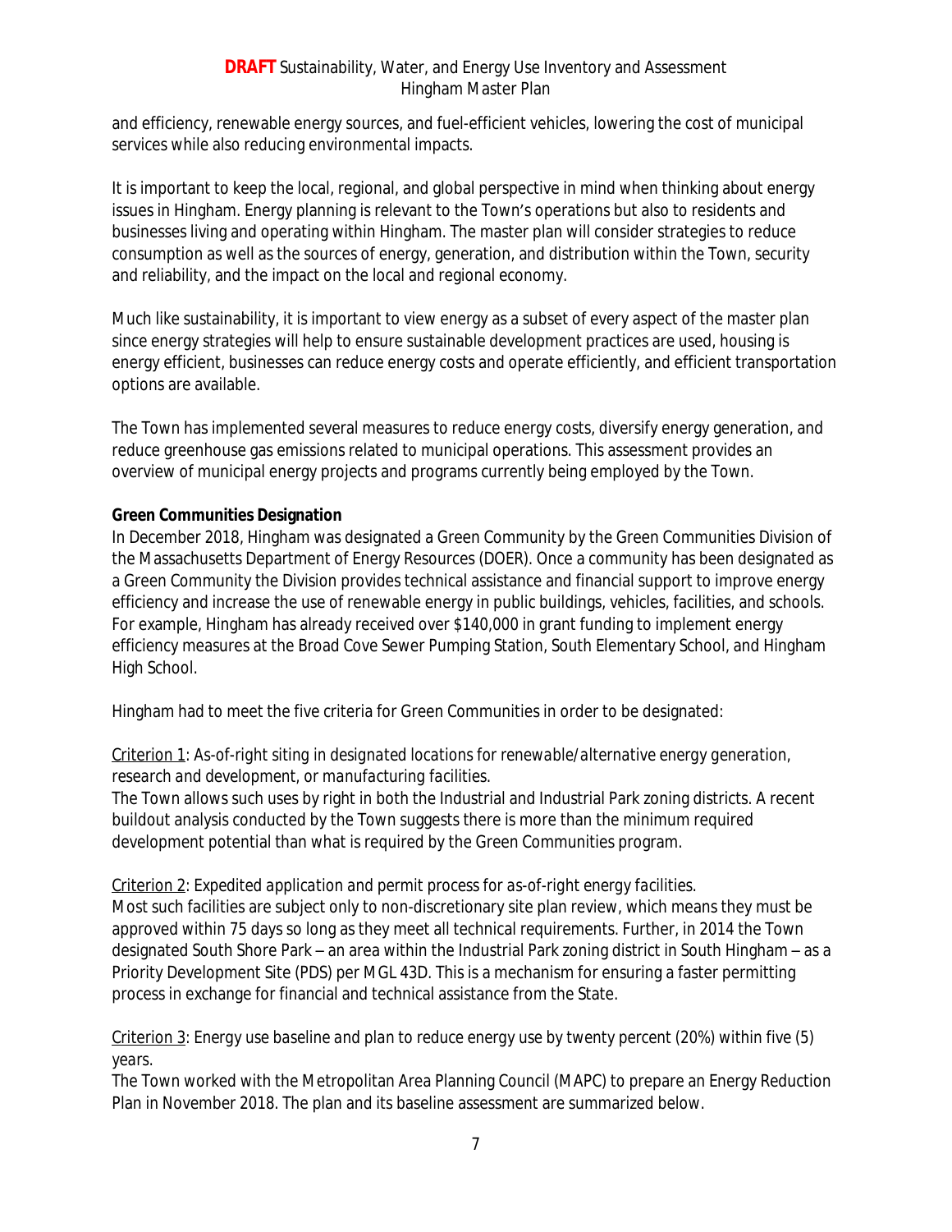and efficiency, renewable energy sources, and fuel-efficient vehicles, lowering the cost of municipal services while also reducing environmental impacts.

It is important to keep the local, regional, and global perspective in mind when thinking about energy issues in Hingham. Energy planning is relevant to the Town's operations but also to residents and businesses living and operating within Hingham. The master plan will consider strategies to reduce consumption as well as the sources of energy, generation, and distribution within the Town, security and reliability, and the impact on the local and regional economy.

Much like sustainability, it is important to view energy as a subset of every aspect of the master plan since energy strategies will help to ensure sustainable development practices are used, housing is energy efficient, businesses can reduce energy costs and operate efficiently, and efficient transportation options are available.

The Town has implemented several measures to reduce energy costs, diversify energy generation, and reduce greenhouse gas emissions related to municipal operations. This assessment provides an overview of municipal energy projects and programs currently being employed by the Town.

**Green Communities Designation**

In December 2018, Hingham was designated a Green Community by the Green Communities Division of the Massachusetts Department of Energy Resources (DOER). Once a community has been designated as a Green Community the Division provides technical assistance and financial support to improve energy efficiency and increase the use of renewable energy in public buildings, vehicles, facilities, and schools. For example, Hingham has already received over $140,000 in grant funding to implement energy efficiency measures at the Broad Cove Sewer Pumping Station, South Elementary School, and Hingham High School.

Hingham had to meet the five criteria for Green Communities in order to be designated:

<u>Criterion 1</u>: *As-of-right siting in designated locations for renewable/alternative energy generation, research and development, or manufacturing facilities.*
The Town allows such uses by right in both the Industrial and Industrial Park zoning districts. A recent buildout analysis conducted by the Town suggests there is more than the minimum required development potential than what is required by the Green Communities program.

<u>Criterion 2</u>: *Expedited application and permit process for as-of-right energy facilities.*
Most such facilities are subject only to non-discretionary site plan review, which means they must be approved within 75 days so long as they meet all technical requirements. Further, in 2014 the Town designated South Shore Park – an area within the Industrial Park zoning district in South Hingham – as a Priority Development Site (PDS) per MGL 43D. This is a mechanism for ensuring a faster permitting process in exchange for financial and technical assistance from the State.

<u>Criterion 3</u>: *Energy use baseline and plan to reduce energy use by twenty percent (20%) within five (5) years.*
The Town worked with the Metropolitan Area Planning Council (MAPC) to prepare an Energy Reduction Plan in November 2018. The plan and its baseline assessment are summarized below.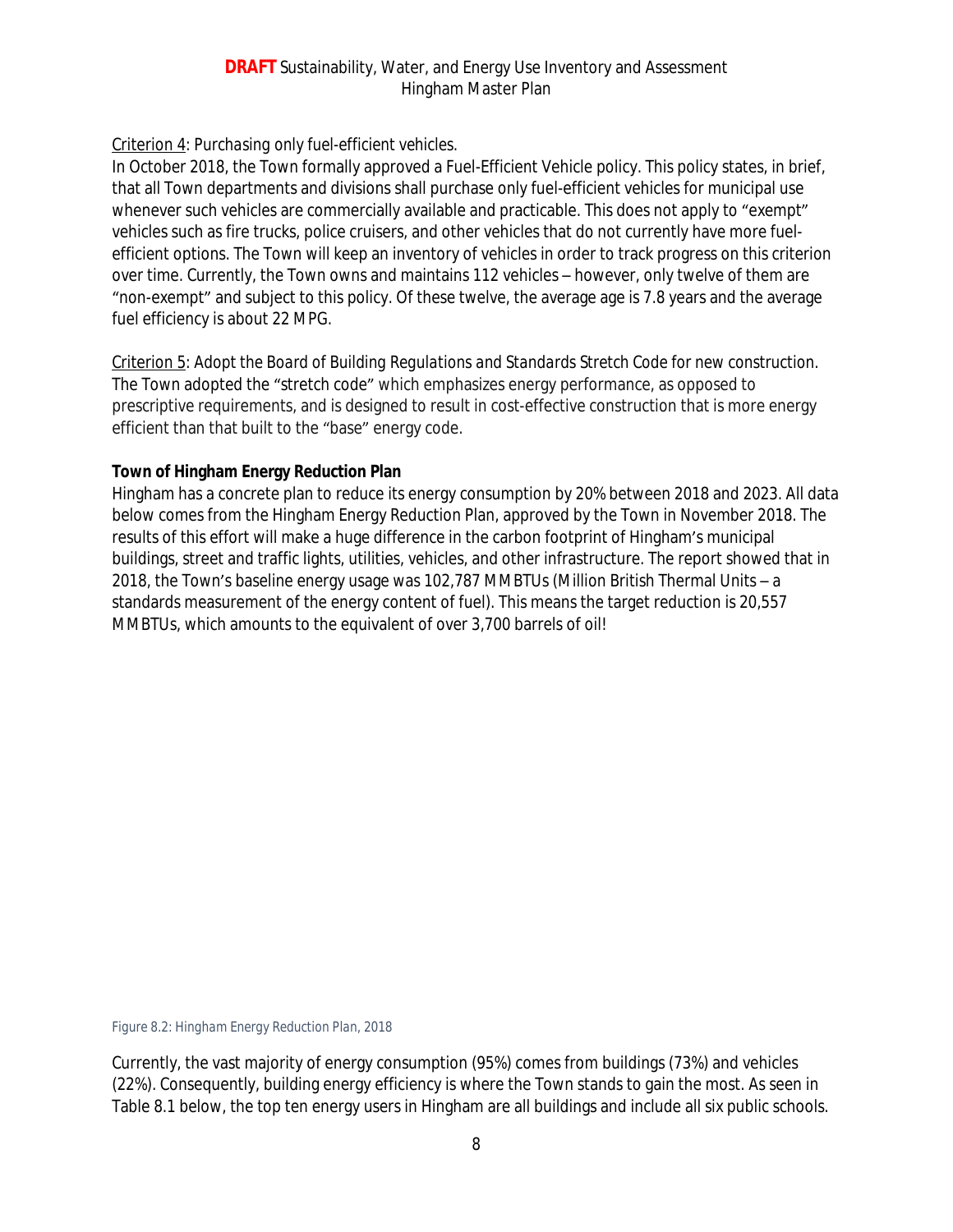Criterion 4: Purchasing only fuel-efficient vehicles.

In October 2018, the Town formally approved a Fuel-Efficient Vehicle policy. This policy states, in brief, that all Town departments and divisions shall purchase only fuel-efficient vehicles for municipal use whenever such vehicles are commercially available and practicable. This does not apply to "exempt" vehicles such as fire trucks, police cruisers, and other vehicles that do not currently have more fuel-efficient options. The Town will keep an inventory of vehicles in order to track progress on this criterion over time. Currently, the Town owns and maintains 112 vehicles – however, only twelve of them are "non-exempt" and subject to this policy. Of these twelve, the average age is 7.8 years and the average fuel efficiency is about 22 MPG.

Criterion 5: Adopt the *Board of Building Regulations and Standards Stretch Code* for new construction. The Town adopted the "stretch code" which emphasizes energy performance, as opposed to prescriptive requirements, and is designed to result in cost-effective construction that is more energy efficient than that built to the "base" energy code.

**Town of Hingham Energy Reduction Plan**

Hingham has a concrete plan to reduce its energy consumption by 20% between 2018 and 2023. All data below comes from the Hingham Energy Reduction Plan, approved by the Town in November 2018. The results of this effort will make a huge difference in the carbon footprint of Hingham's municipal buildings, street and traffic lights, utilities, vehicles, and other infrastructure. The report showed that in 2018, the Town's baseline energy usage was 102,787 MMBTUs (Million British Thermal Units – a standards measurement of the energy content of fuel). This means the target reduction is 20,557 MMBTUs, which amounts to the equivalent of over 3,700 barrels of oil!

Figure 8.2: Hingham Energy Reduction Plan, 2018

Currently, the vast majority of energy consumption (95%) comes from buildings (73%) and vehicles (22%). Consequently, building energy efficiency is where the Town stands to gain the most. As seen in Table 8.1 below, the top ten energy users in Hingham are all buildings and include all six public schools.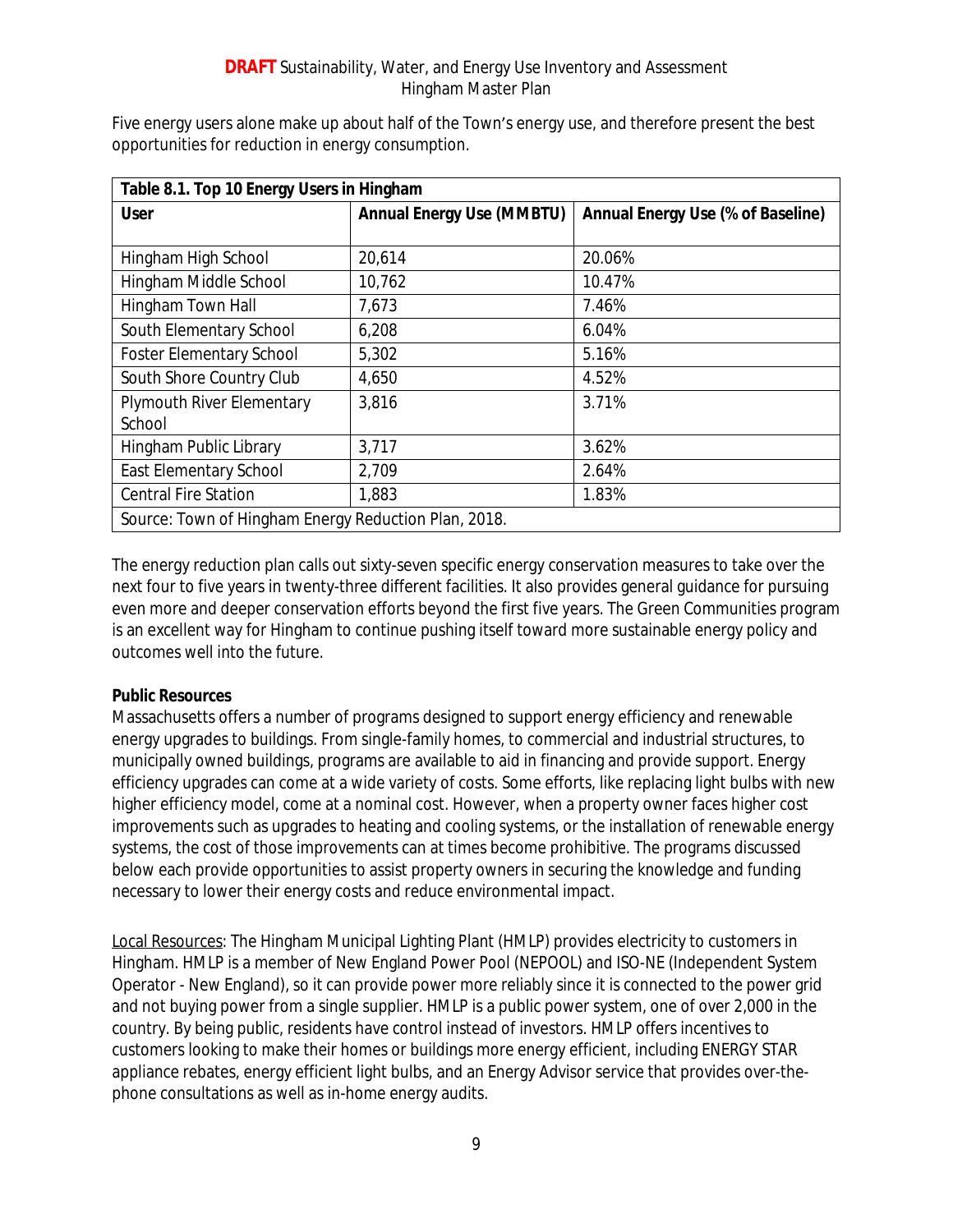Five energy users alone make up about half of the Town's energy use, and therefore present the best opportunities for reduction in energy consumption.

**Table 8.1. Top 10 Energy Users in Hingham**

| User | Annual Energy Use (MMBTU) | Annual Energy Use (% of Baseline) |
|---|---|---|
| Hingham High School | 20,614 | 20.06% |
| Hingham Middle School | 10,762 | 10.47% |
| Hingham Town Hall | 7,673 | 7.46% |
| South Elementary School | 6,208 | 6.04% |
| Foster Elementary School | 5,302 | 5.16% |
| South Shore Country Club | 4,650 | 4.52% |
| Plymouth River Elementary School | 3,816 | 3.71% |
| Hingham Public Library | 3,717 | 3.62% |
| East Elementary School | 2,709 | 2.64% |
| Central Fire Station | 1,883 | 1.83% |
| Source: Town of Hingham Energy Reduction Plan, 2018. | | |

The energy reduction plan calls out sixty-seven specific energy conservation measures to take over the next four to five years in twenty-three different facilities. It also provides general guidance for pursuing even more and deeper conservation efforts beyond the first five years. The Green Communities program is an excellent way for Hingham to continue pushing itself toward more sustainable energy policy and outcomes well into the future.

**Public Resources**

Massachusetts offers a number of programs designed to support energy efficiency and renewable energy upgrades to buildings. From single-family homes, to commercial and industrial structures, to municipally owned buildings, programs are available to aid in financing and provide support. Energy efficiency upgrades can come at a wide variety of costs. Some efforts, like replacing light bulbs with new higher efficiency model, come at a nominal cost. However, when a property owner faces higher cost improvements such as upgrades to heating and cooling systems, or the installation of renewable energy systems, the cost of those improvements can at times become prohibitive. The programs discussed below each provide opportunities to assist property owners in securing the knowledge and funding necessary to lower their energy costs and reduce environmental impact.

Local Resources: The Hingham Municipal Lighting Plant (HMLP) provides electricity to customers in Hingham. HMLP is a member of New England Power Pool (NEPOOL) and ISO-NE (Independent System Operator - New England), so it can provide power more reliably since it is connected to the power grid and not buying power from a single supplier. HMLP is a public power system, one of over 2,000 in the country. By being public, residents have control instead of investors. HMLP offers incentives to customers looking to make their homes or buildings more energy efficient, including ENERGY STAR appliance rebates, energy efficient light bulbs, and an Energy Advisor service that provides over-the-phone consultations as well as in-home energy audits.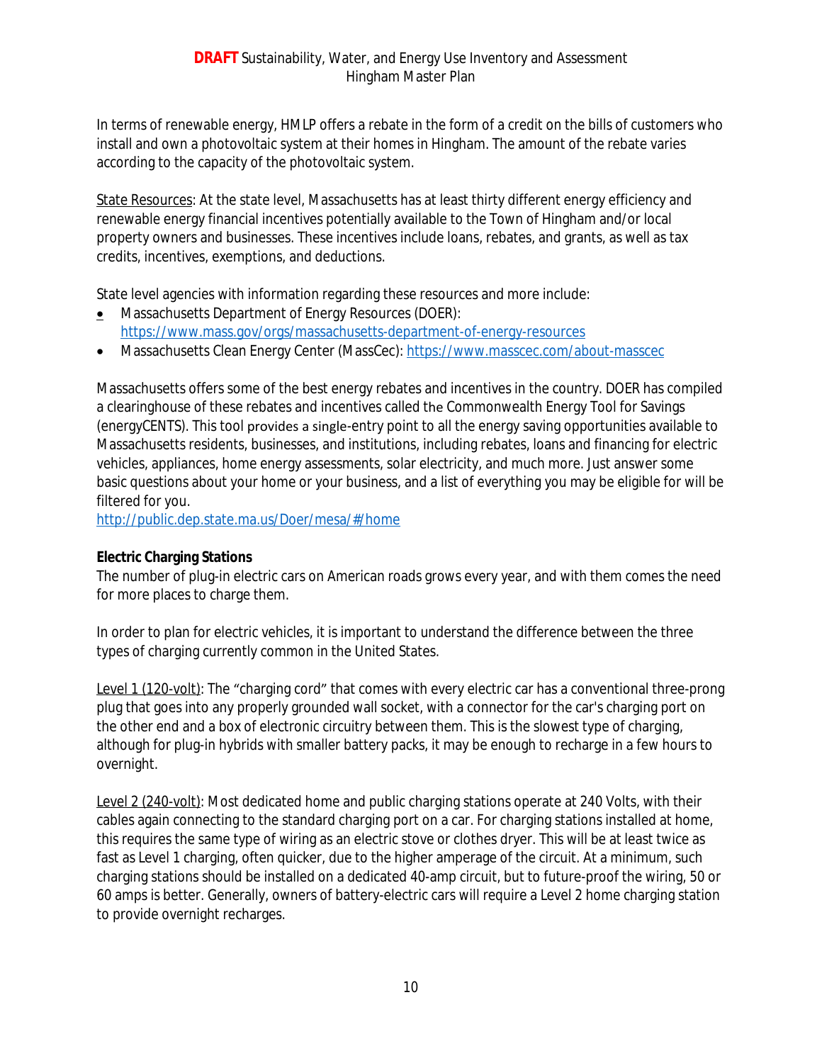In terms of renewable energy, HMLP offers a rebate in the form of a credit on the bills of customers who install and own a photovoltaic system at their homes in Hingham. The amount of the rebate varies according to the capacity of the photovoltaic system.

State Resources: At the state level, Massachusetts has at least thirty different energy efficiency and renewable energy financial incentives potentially available to the Town of Hingham and/or local property owners and businesses. These incentives include loans, rebates, and grants, as well as tax credits, incentives, exemptions, and deductions.

State level agencies with information regarding these resources and more include:

- Massachusetts Department of Energy Resources (DOER): https://www.mass.gov/orgs/massachusetts-department-of-energy-resources
- Massachusetts Clean Energy Center (MassCec): https://www.masscec.com/about-masscec

Massachusetts offers some of the best energy rebates and incentives in the country. DOER has compiled a clearinghouse of these rebates and incentives called the Commonwealth Energy Tool for Savings (energyCENTS). This tool provides a single-entry point to all the energy saving opportunities available to Massachusetts residents, businesses, and institutions, including rebates, loans and financing for electric vehicles, appliances, home energy assessments, solar electricity, and much more. Just answer some basic questions about your home or your business, and a list of everything you may be eligible for will be filtered for you.
http://public.dep.state.ma.us/Doer/mesa/#/home

**Electric Charging Stations**

The number of plug-in electric cars on American roads grows every year, and with them comes the need for more places to charge them.

In order to plan for electric vehicles, it is important to understand the difference between the three types of charging currently common in the United States.

Level 1 (120-volt): The "charging cord" that comes with every electric car has a conventional three-prong plug that goes into any properly grounded wall socket, with a connector for the car's charging port on the other end and a box of electronic circuitry between them. This is the slowest type of charging, although for plug-in hybrids with smaller battery packs, it may be enough to recharge in a few hours to overnight.

Level 2 (240-volt): Most dedicated home and public charging stations operate at 240 Volts, with their cables again connecting to the standard charging port on a car. For charging stations installed at home, this requires the same type of wiring as an electric stove or clothes dryer. This will be at least twice as fast as Level 1 charging, often quicker, due to the higher amperage of the circuit. At a minimum, such charging stations should be installed on a dedicated 40-amp circuit, but to future-proof the wiring, 50 or 60 amps is better. Generally, owners of battery-electric cars will require a Level 2 home charging station to provide overnight recharges.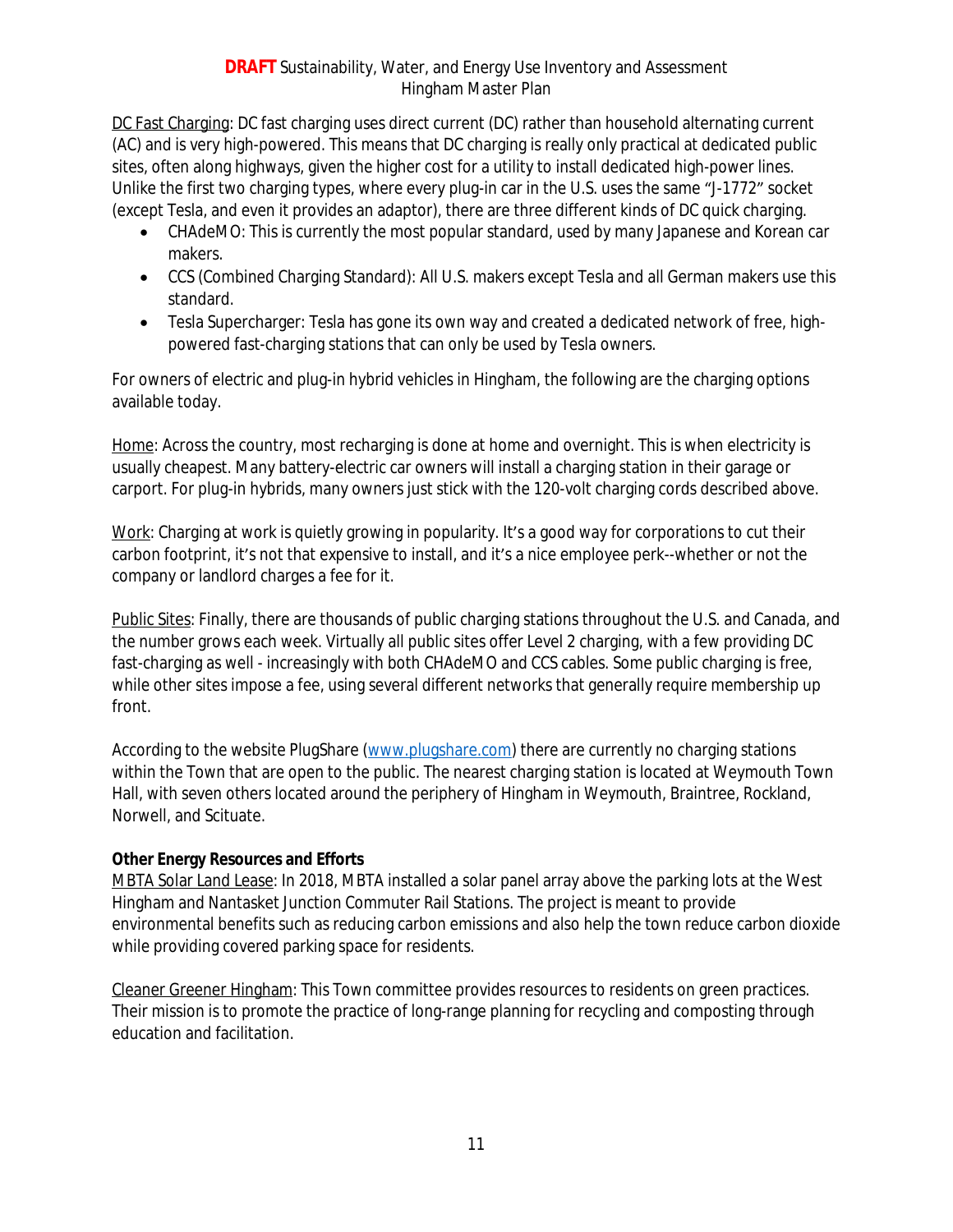DC Fast Charging: DC fast charging uses direct current (DC) rather than household alternating current (AC) and is very high-powered. This means that DC charging is really only practical at dedicated public sites, often along highways, given the higher cost for a utility to install dedicated high-power lines. Unlike the first two charging types, where every plug-in car in the U.S. uses the same "J-1772" socket (except Tesla, and even it provides an adaptor), there are three different kinds of DC quick charging.

- CHAdeMO: This is currently the most popular standard, used by many Japanese and Korean car makers.
- CCS (Combined Charging Standard): All U.S. makers except Tesla and all German makers use this standard.
- Tesla Supercharger: Tesla has gone its own way and created a dedicated network of free, high-powered fast-charging stations that can only be used by Tesla owners.

For owners of electric and plug-in hybrid vehicles in Hingham, the following are the charging options available today.

Home: Across the country, most recharging is done at home and overnight. This is when electricity is usually cheapest. Many battery-electric car owners will install a charging station in their garage or carport. For plug-in hybrids, many owners just stick with the 120-volt charging cords described above.

Work: Charging at work is quietly growing in popularity. It's a good way for corporations to cut their carbon footprint, it's not that expensive to install, and it's a nice employee perk--whether or not the company or landlord charges a fee for it.

Public Sites: Finally, there are thousands of public charging stations throughout the U.S. and Canada, and the number grows each week. Virtually all public sites offer Level 2 charging, with a few providing DC fast-charging as well - increasingly with both CHAdeMO and CCS cables. Some public charging is free, while other sites impose a fee, using several different networks that generally require membership up front.

According to the website PlugShare (www.plugshare.com) there are currently no charging stations within the Town that are open to the public. The nearest charging station is located at Weymouth Town Hall, with seven others located around the periphery of Hingham in Weymouth, Braintree, Rockland, Norwell, and Scituate.

**Other Energy Resources and Efforts**

MBTA Solar Land Lease: In 2018, MBTA installed a solar panel array above the parking lots at the West Hingham and Nantasket Junction Commuter Rail Stations. The project is meant to provide environmental benefits such as reducing carbon emissions and also help the town reduce carbon dioxide while providing covered parking space for residents.

Cleaner Greener Hingham: This Town committee provides resources to residents on green practices. Their mission is to promote the practice of long-range planning for recycling and composting through education and facilitation.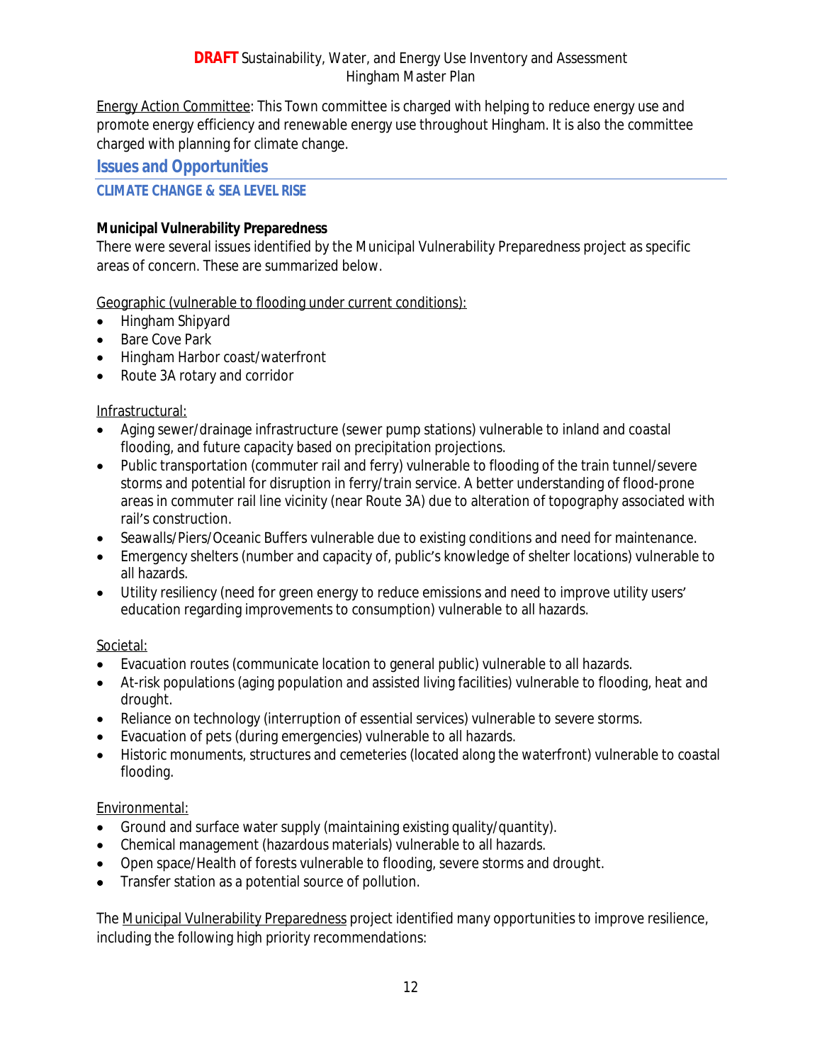Energy Action Committee: This Town committee is charged with helping to reduce energy use and promote energy efficiency and renewable energy use throughout Hingham. It is also the committee charged with planning for climate change.

## Issues and Opportunities

### CLIMATE CHANGE & SEA LEVEL RISE

**Municipal Vulnerability Preparedness**

There were several issues identified by the Municipal Vulnerability Preparedness project as specific areas of concern. These are summarized below.

Geographic (vulnerable to flooding under current conditions):

- Hingham Shipyard
- Bare Cove Park
- Hingham Harbor coast/waterfront
- Route 3A rotary and corridor

Infrastructural:

- Aging sewer/drainage infrastructure (sewer pump stations) vulnerable to inland and coastal flooding, and future capacity based on precipitation projections.
- Public transportation (commuter rail and ferry) vulnerable to flooding of the train tunnel/severe storms and potential for disruption in ferry/train service. A better understanding of flood-prone areas in commuter rail line vicinity (near Route 3A) due to alteration of topography associated with rail's construction.
- Seawalls/Piers/Oceanic Buffers vulnerable due to existing conditions and need for maintenance.
- Emergency shelters (number and capacity of, public's knowledge of shelter locations) vulnerable to all hazards.
- Utility resiliency (need for green energy to reduce emissions and need to improve utility users' education regarding improvements to consumption) vulnerable to all hazards.

Societal:

- Evacuation routes (communicate location to general public) vulnerable to all hazards.
- At-risk populations (aging population and assisted living facilities) vulnerable to flooding, heat and drought.
- Reliance on technology (interruption of essential services) vulnerable to severe storms.
- Evacuation of pets (during emergencies) vulnerable to all hazards.
- Historic monuments, structures and cemeteries (located along the waterfront) vulnerable to coastal flooding.

Environmental:

- Ground and surface water supply (maintaining existing quality/quantity).
- Chemical management (hazardous materials) vulnerable to all hazards.
- Open space/Health of forests vulnerable to flooding, severe storms and drought.
- Transfer station as a potential source of pollution.

The Municipal Vulnerability Preparedness project identified many opportunities to improve resilience, including the following high priority recommendations: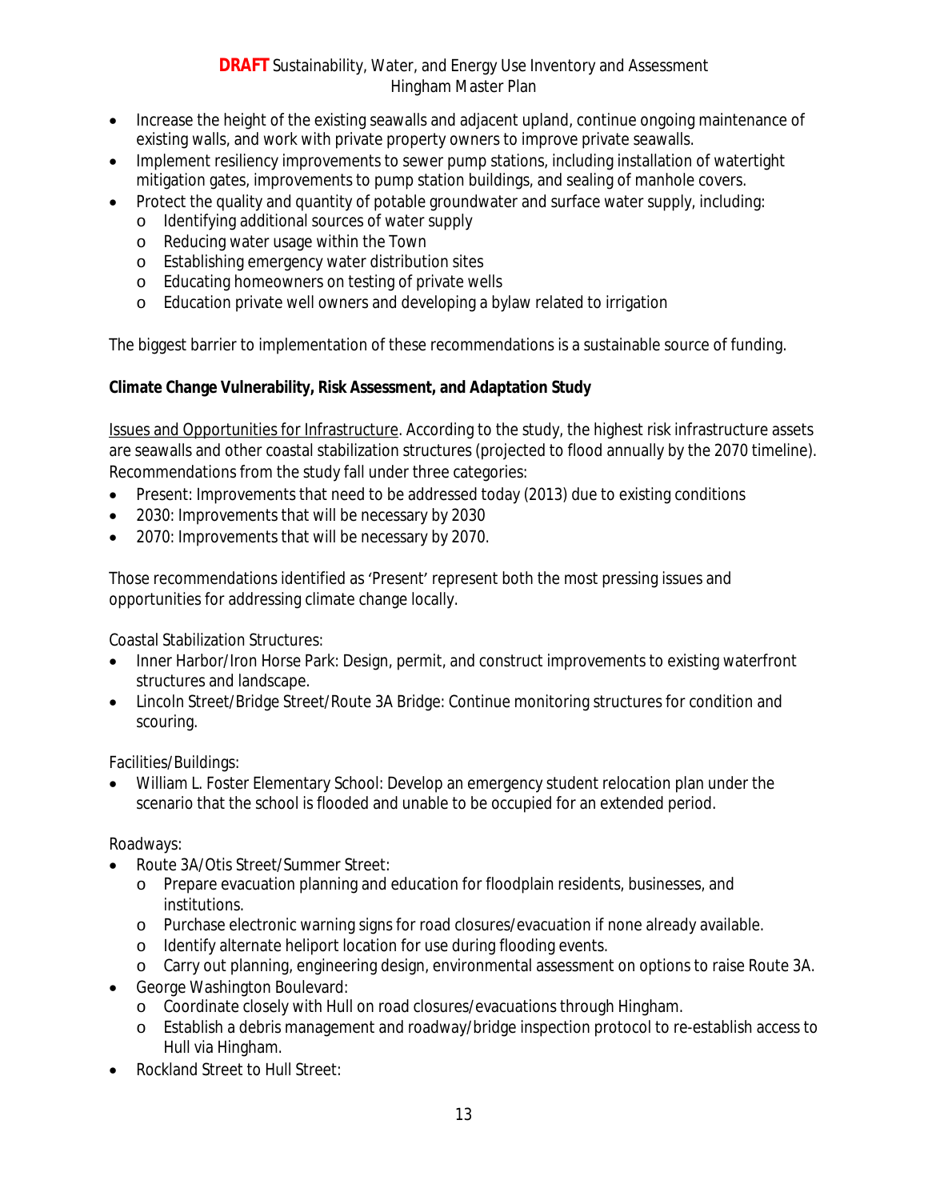- Increase the height of the existing seawalls and adjacent upland, continue ongoing maintenance of existing walls, and work with private property owners to improve private seawalls.
- Implement resiliency improvements to sewer pump stations, including installation of watertight mitigation gates, improvements to pump station buildings, and sealing of manhole covers.
- Protect the quality and quantity of potable groundwater and surface water supply, including:
  - Identifying additional sources of water supply
  - Reducing water usage within the Town
  - Establishing emergency water distribution sites
  - Educating homeowners on testing of private wells
  - Education private well owners and developing a bylaw related to irrigation

The biggest barrier to implementation of these recommendations is a sustainable source of funding.

**Climate Change Vulnerability, Risk Assessment, and Adaptation Study**

Issues and Opportunities for Infrastructure. According to the study, the highest risk infrastructure assets are seawalls and other coastal stabilization structures (projected to flood annually by the 2070 timeline). Recommendations from the study fall under three categories:

- Present: Improvements that need to be addressed today (2013) due to existing conditions
- 2030: Improvements that will be necessary by 2030
- 2070: Improvements that will be necessary by 2070.

Those recommendations identified as 'Present' represent both the most pressing issues and opportunities for addressing climate change locally.

Coastal Stabilization Structures:

- Inner Harbor/Iron Horse Park: Design, permit, and construct improvements to existing waterfront structures and landscape.
- Lincoln Street/Bridge Street/Route 3A Bridge: Continue monitoring structures for condition and scouring.

Facilities/Buildings:

- William L. Foster Elementary School: Develop an emergency student relocation plan under the scenario that the school is flooded and unable to be occupied for an extended period.

Roadways:

- Route 3A/Otis Street/Summer Street:
  - Prepare evacuation planning and education for floodplain residents, businesses, and institutions.
  - Purchase electronic warning signs for road closures/evacuation if none already available.
  - Identify alternate heliport location for use during flooding events.
  - Carry out planning, engineering design, environmental assessment on options to raise Route 3A.
- George Washington Boulevard:
  - Coordinate closely with Hull on road closures/evacuations through Hingham.
  - Establish a debris management and roadway/bridge inspection protocol to re-establish access to Hull via Hingham.
- Rockland Street to Hull Street: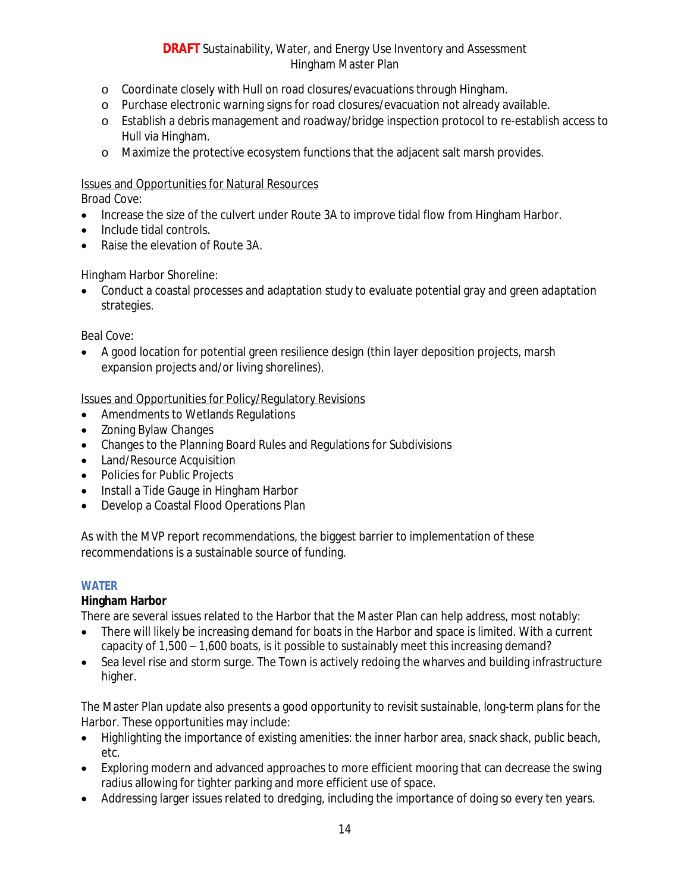- Coordinate closely with Hull on road closures/evacuations through Hingham.
- Purchase electronic warning signs for road closures/evacuation not already available.
- Establish a debris management and roadway/bridge inspection protocol to re-establish access to Hull via Hingham.
- Maximize the protective ecosystem functions that the adjacent salt marsh provides.

Issues and Opportunities for Natural Resources

Broad Cove:

- Increase the size of the culvert under Route 3A to improve tidal flow from Hingham Harbor.
- Include tidal controls.
- Raise the elevation of Route 3A.

Hingham Harbor Shoreline:

- Conduct a coastal processes and adaptation study to evaluate potential gray and green adaptation strategies.

Beal Cove:

- A good location for potential green resilience design (thin layer deposition projects, marsh expansion projects and/or living shorelines).

Issues and Opportunities for Policy/Regulatory Revisions

- Amendments to Wetlands Regulations
- Zoning Bylaw Changes
- Changes to the Planning Board Rules and Regulations for Subdivisions
- Land/Resource Acquisition
- Policies for Public Projects
- Install a Tide Gauge in Hingham Harbor
- Develop a Coastal Flood Operations Plan

As with the MVP report recommendations, the biggest barrier to implementation of these recommendations is a sustainable source of funding.

## WATER

### Hingham Harbor

There are several issues related to the Harbor that the Master Plan can help address, most notably:

- There will likely be increasing demand for boats in the Harbor and space is limited. With a current capacity of 1,500 – 1,600 boats, is it possible to sustainably meet this increasing demand?
- Sea level rise and storm surge. The Town is actively redoing the wharves and building infrastructure higher.

The Master Plan update also presents a good opportunity to revisit sustainable, long-term plans for the Harbor. These opportunities may include:

- Highlighting the importance of existing amenities: the inner harbor area, snack shack, public beach, etc.
- Exploring modern and advanced approaches to more efficient mooring that can decrease the swing radius allowing for tighter parking and more efficient use of space.
- Addressing larger issues related to dredging, including the importance of doing so every ten years.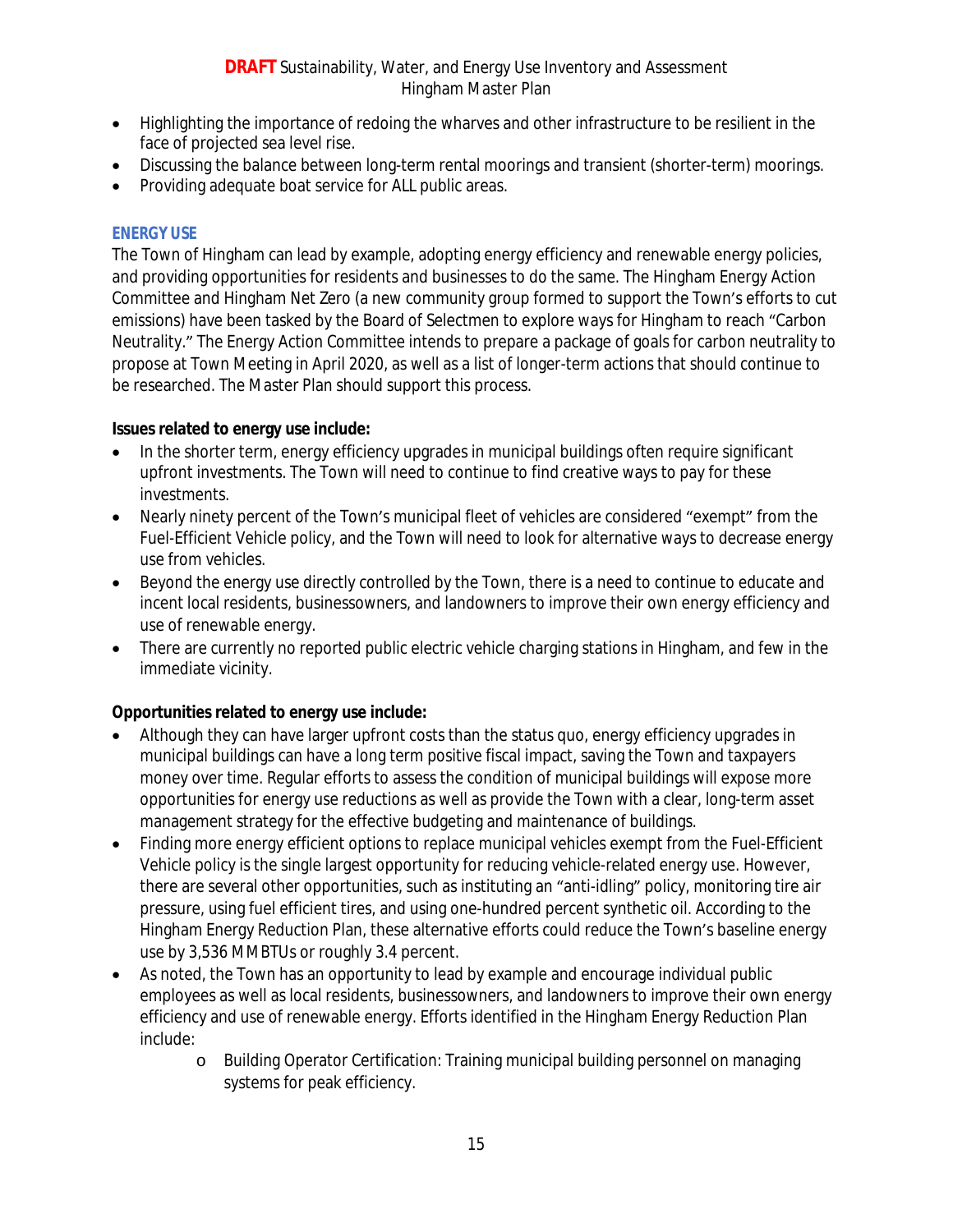- Highlighting the importance of redoing the wharves and other infrastructure to be resilient in the face of projected sea level rise.
- Discussing the balance between long-term rental moorings and transient (shorter-term) moorings.
- Providing adequate boat service for ALL public areas.

### ENERGY USE

The Town of Hingham can lead by example, adopting energy efficiency and renewable energy policies, and providing opportunities for residents and businesses to do the same. The Hingham Energy Action Committee and Hingham Net Zero (a new community group formed to support the Town's efforts to cut emissions) have been tasked by the Board of Selectmen to explore ways for Hingham to reach "Carbon Neutrality." The Energy Action Committee intends to prepare a package of goals for carbon neutrality to propose at Town Meeting in April 2020, as well as a list of longer-term actions that should continue to be researched. The Master Plan should support this process.

**Issues related to energy use include:**

- In the shorter term, energy efficiency upgrades in municipal buildings often require significant upfront investments. The Town will need to continue to find creative ways to pay for these investments.
- Nearly ninety percent of the Town's municipal fleet of vehicles are considered "exempt" from the Fuel-Efficient Vehicle policy, and the Town will need to look for alternative ways to decrease energy use from vehicles.
- Beyond the energy use directly controlled by the Town, there is a need to continue to educate and incent local residents, businessowners, and landowners to improve their own energy efficiency and use of renewable energy.
- There are currently no reported public electric vehicle charging stations in Hingham, and few in the immediate vicinity.

**Opportunities related to energy use include:**

- Although they can have larger upfront costs than the status quo, energy efficiency upgrades in municipal buildings can have a long term positive fiscal impact, saving the Town and taxpayers money over time. Regular efforts to assess the condition of municipal buildings will expose more opportunities for energy use reductions as well as provide the Town with a clear, long-term asset management strategy for the effective budgeting and maintenance of buildings.
- Finding more energy efficient options to replace municipal vehicles exempt from the Fuel-Efficient Vehicle policy is the single largest opportunity for reducing vehicle-related energy use. However, there are several other opportunities, such as instituting an "anti-idling" policy, monitoring tire air pressure, using fuel efficient tires, and using one-hundred percent synthetic oil. According to the Hingham Energy Reduction Plan, these alternative efforts could reduce the Town's baseline energy use by 3,536 MMBTUs or roughly 3.4 percent.
- As noted, the Town has an opportunity to lead by example and encourage individual public employees as well as local residents, businessowners, and landowners to improve their own energy efficiency and use of renewable energy. Efforts identified in the Hingham Energy Reduction Plan include:
    - Building Operator Certification: Training municipal building personnel on managing systems for peak efficiency.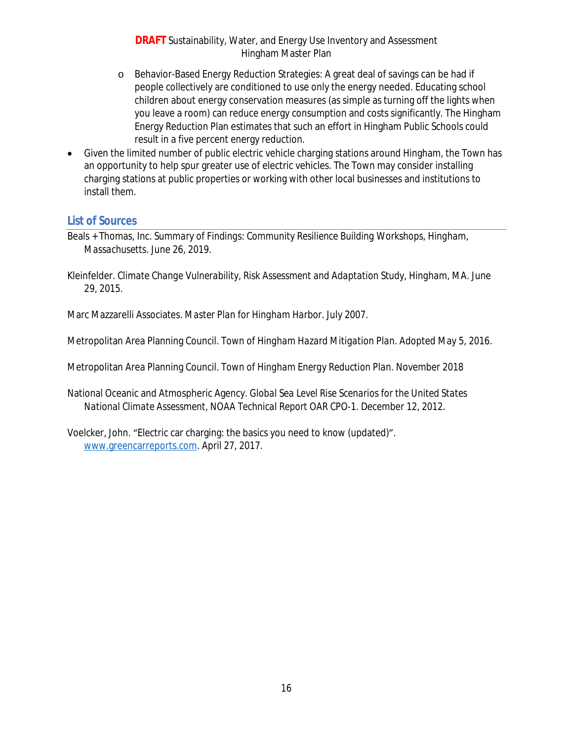- Behavior-Based Energy Reduction Strategies: A great deal of savings can be had if people collectively are conditioned to use only the energy needed. Educating school children about energy conservation measures (as simple as turning off the lights when you leave a room) can reduce energy consumption and costs significantly. The Hingham Energy Reduction Plan estimates that such an effort in Hingham Public Schools could result in a five percent energy reduction.

- Given the limited number of public electric vehicle charging stations around Hingham, the Town has an opportunity to help spur greater use of electric vehicles. The Town may consider installing charging stations at public properties or working with other local businesses and institutions to install them.

## List of Sources

Beals + Thomas, Inc. *Summary of Findings: Community Resilience Building Workshops, Hingham, Massachusetts*. June 26, 2019.

Kleinfelder. *Climate Change Vulnerability, Risk Assessment and Adaptation Study, Hingham, MA*. June 29, 2015.

Marc Mazzarelli Associates. *Master Plan for Hingham Harbor*. July 2007.

Metropolitan Area Planning Council. *Town of Hingham Hazard Mitigation Plan*. Adopted May 5, 2016.

Metropolitan Area Planning Council. *Town of Hingham Energy Reduction Plan*. November 2018

National Oceanic and Atmospheric Agency. *Global Sea Level Rise Scenarios for the United States National Climate Assessment*, NOAA Technical Report OAR CPO-1. December 12, 2012.

Voelcker, John. "Electric car charging: the basics you need to know (updated)". www.greencarreports.com. April 27, 2017.